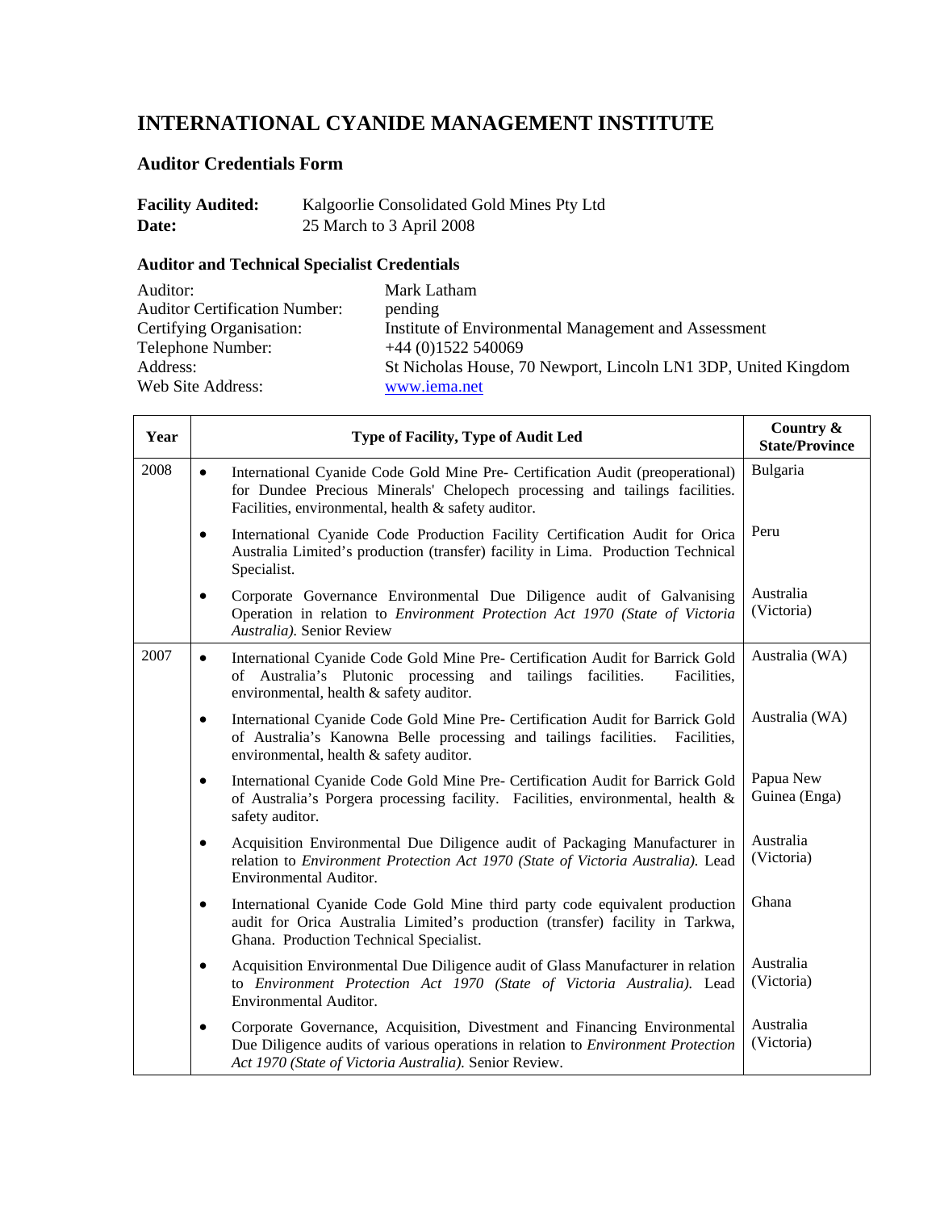# INTERNATIONAL CYANIDE MANAGEMENT INSTITUTE

## Auditor Credentials Form

**Facility Audited:** Kalgoorlie Consolidated Gold Mines Pty Ltd
**Date:** 25 March to 3 April 2008

### Auditor and Technical Specialist Credentials

| | |
|---|---|
| Auditor: | Mark Latham |
| Auditor Certification Number: | pending |
| Certifying Organisation: | Institute of Environmental Management and Assessment |
| Telephone Number: | +44 (0)1522 540069 |
| Address: | St Nicholas House, 70 Newport, Lincoln LN1 3DP, United Kingdom |
| Web Site Address: | www.iema.net |

| Year | Type of Facility, Type of Audit Led | Country & State/Province |
|---|---|---|
| 2008 | • International Cyanide Code Gold Mine Pre- Certification Audit (preoperational) for Dundee Precious Minerals' Chelopech processing and tailings facilities. Facilities, environmental, health & safety auditor. | Bulgaria |
| | • International Cyanide Code Production Facility Certification Audit for Orica Australia Limited's production (transfer) facility in Lima. Production Technical Specialist. | Peru |
| | • Corporate Governance Environmental Due Diligence audit of Galvanising Operation in relation to *Environment Protection Act 1970 (State of Victoria Australia).* Senior Review | Australia (Victoria) |
| 2007 | • International Cyanide Code Gold Mine Pre- Certification Audit for Barrick Gold of Australia's Plutonic processing and tailings facilities. Facilities, environmental, health & safety auditor. | Australia (WA) |
| | • International Cyanide Code Gold Mine Pre- Certification Audit for Barrick Gold of Australia's Kanowna Belle processing and tailings facilities. Facilities, environmental, health & safety auditor. | Australia (WA) |
| | • International Cyanide Code Gold Mine Pre- Certification Audit for Barrick Gold of Australia's Porgera processing facility. Facilities, environmental, health & safety auditor. | Papua New Guinea (Enga) |
| | • Acquisition Environmental Due Diligence audit of Packaging Manufacturer in relation to *Environment Protection Act 1970 (State of Victoria Australia).* Lead Environmental Auditor. | Australia (Victoria) |
| | • International Cyanide Code Gold Mine third party code equivalent production audit for Orica Australia Limited's production (transfer) facility in Tarkwa, Ghana. Production Technical Specialist. | Ghana |
| | • Acquisition Environmental Due Diligence audit of Glass Manufacturer in relation to *Environment Protection Act 1970 (State of Victoria Australia).* Lead Environmental Auditor. | Australia (Victoria) |
| | • Corporate Governance, Acquisition, Divestment and Financing Environmental Due Diligence audits of various operations in relation to *Environment Protection Act 1970 (State of Victoria Australia).* Senior Review. | Australia (Victoria) |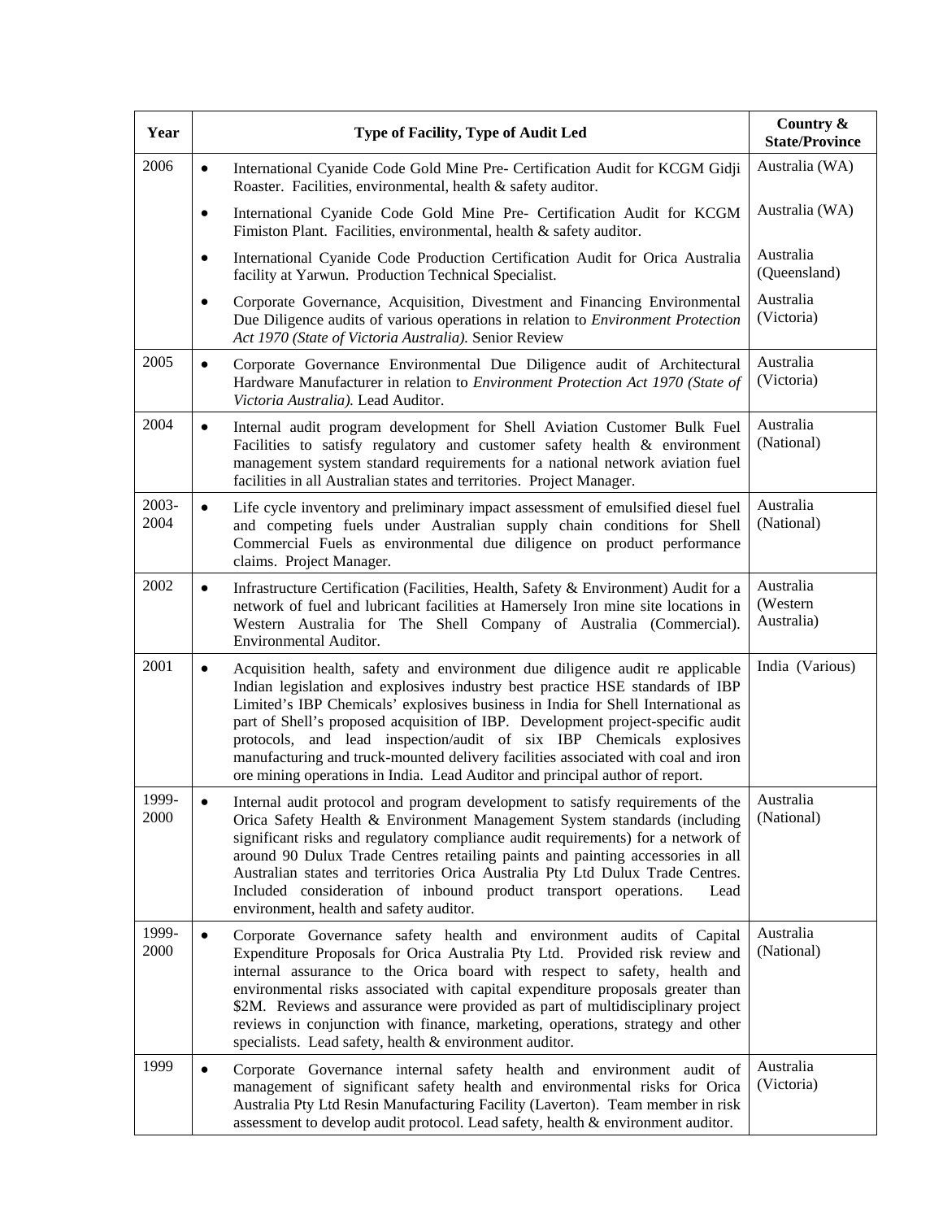| Year | Type of Facility, Type of Audit Led | Country & State/Province |
|---|---|---|
| 2006 | • International Cyanide Code Gold Mine Pre- Certification Audit for KCGM Gidji Roaster. Facilities, environmental, health & safety auditor. | Australia (WA) |
| | • International Cyanide Code Gold Mine Pre- Certification Audit for KCGM Fimiston Plant. Facilities, environmental, health & safety auditor. | Australia (WA) |
| | • International Cyanide Code Production Certification Audit for Orica Australia facility at Yarwun. Production Technical Specialist. | Australia (Queensland) |
| | • Corporate Governance, Acquisition, Divestment and Financing Environmental Due Diligence audits of various operations in relation to *Environment Protection Act 1970 (State of Victoria Australia).* Senior Review | Australia (Victoria) |
| 2005 | • Corporate Governance Environmental Due Diligence audit of Architectural Hardware Manufacturer in relation to *Environment Protection Act 1970 (State of Victoria Australia).* Lead Auditor. | Australia (Victoria) |
| 2004 | • Internal audit program development for Shell Aviation Customer Bulk Fuel Facilities to satisfy regulatory and customer safety health & environment management system standard requirements for a national network aviation fuel facilities in all Australian states and territories. Project Manager. | Australia (National) |
| 2003-2004 | • Life cycle inventory and preliminary impact assessment of emulsified diesel fuel and competing fuels under Australian supply chain conditions for Shell Commercial Fuels as environmental due diligence on product performance claims. Project Manager. | Australia (National) |
| 2002 | • Infrastructure Certification (Facilities, Health, Safety & Environment) Audit for a network of fuel and lubricant facilities at Hamersely Iron mine site locations in Western Australia for The Shell Company of Australia (Commercial). Environmental Auditor. | Australia (Western Australia) |
| 2001 | • Acquisition health, safety and environment due diligence audit re applicable Indian legislation and explosives industry best practice HSE standards of IBP Limited's IBP Chemicals' explosives business in India for Shell International as part of Shell's proposed acquisition of IBP. Development project-specific audit protocols, and lead inspection/audit of six IBP Chemicals explosives manufacturing and truck-mounted delivery facilities associated with coal and iron ore mining operations in India. Lead Auditor and principal author of report. | India (Various) |
| 1999-2000 | • Internal audit protocol and program development to satisfy requirements of the Orica Safety Health & Environment Management System standards (including significant risks and regulatory compliance audit requirements) for a network of around 90 Dulux Trade Centres retailing paints and painting accessories in all Australian states and territories Orica Australia Pty Ltd Dulux Trade Centres. Included consideration of inbound product transport operations. Lead environment, health and safety auditor. | Australia (National) |
| 1999-2000 | • Corporate Governance safety health and environment audits of Capital Expenditure Proposals for Orica Australia Pty Ltd. Provided risk review and internal assurance to the Orica board with respect to safety, health and environmental risks associated with capital expenditure proposals greater than $2M. Reviews and assurance were provided as part of multidisciplinary project reviews in conjunction with finance, marketing, operations, strategy and other specialists. Lead safety, health & environment auditor. | Australia (National) |
| 1999 | • Corporate Governance internal safety health and environment audit of management of significant safety health and environmental risks for Orica Australia Pty Ltd Resin Manufacturing Facility (Laverton). Team member in risk assessment to develop audit protocol. Lead safety, health & environment auditor. | Australia (Victoria) |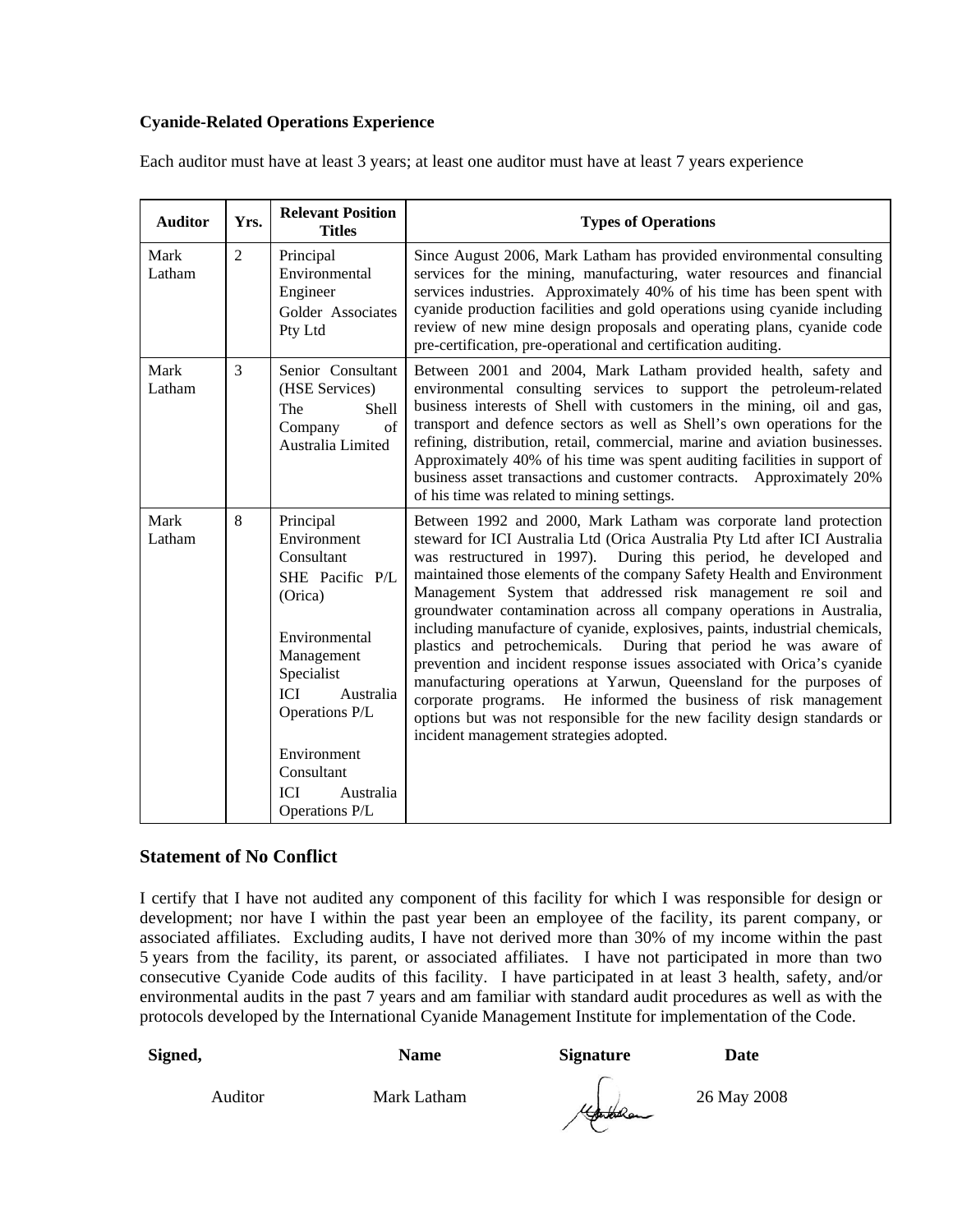**Cyanide-Related Operations Experience**

Each auditor must have at least 3 years; at least one auditor must have at least 7 years experience

| Auditor | Yrs. | Relevant Position Titles | Types of Operations |
|---|---|---|---|
| Mark Latham | 2 | Principal Environmental Engineer Golder Associates Pty Ltd | Since August 2006, Mark Latham has provided environmental consulting services for the mining, manufacturing, water resources and financial services industries. Approximately 40% of his time has been spent with cyanide production facilities and gold operations using cyanide including review of new mine design proposals and operating plans, cyanide code pre-certification, pre-operational and certification auditing. |
| Mark Latham | 3 | Senior Consultant (HSE Services) The Shell Company of Australia Limited | Between 2001 and 2004, Mark Latham provided health, safety and environmental consulting services to support the petroleum-related business interests of Shell with customers in the mining, oil and gas, transport and defence sectors as well as Shell's own operations for the refining, distribution, retail, commercial, marine and aviation businesses. Approximately 40% of his time was spent auditing facilities in support of business asset transactions and customer contracts. Approximately 20% of his time was related to mining settings. |
| Mark Latham | 8 | Principal Environment Consultant SHE Pacific P/L (Orica)<br><br>Environmental Management Specialist ICI Australia Operations P/L<br><br>Environment Consultant ICI Australia Operations P/L | Between 1992 and 2000, Mark Latham was corporate land protection steward for ICI Australia Ltd (Orica Australia Pty Ltd after ICI Australia was restructured in 1997). During this period, he developed and maintained those elements of the company Safety Health and Environment Management System that addressed risk management re soil and groundwater contamination across all company operations in Australia, including manufacture of cyanide, explosives, paints, industrial chemicals, plastics and petrochemicals. During that period he was aware of prevention and incident response issues associated with Orica's cyanide manufacturing operations at Yarwun, Queensland for the purposes of corporate programs. He informed the business of risk management options but was not responsible for the new facility design standards or incident management strategies adopted. |

## Statement of No Conflict

I certify that I have not audited any component of this facility for which I was responsible for design or development; nor have I within the past year been an employee of the facility, its parent company, or associated affiliates. Excluding audits, I have not derived more than 30% of my income within the past 5 years from the facility, its parent, or associated affiliates. I have not participated in more than two consecutive Cyanide Code audits of this facility. I have participated in at least 3 health, safety, and/or environmental audits in the past 7 years and am familiar with standard audit procedures as well as with the protocols developed by the International Cyanide Management Institute for implementation of the Code.

| Signed, | Name | Signature | Date |
|---|---|---|---|
| Auditor | Mark Latham | [signature] | 26 May 2008 |